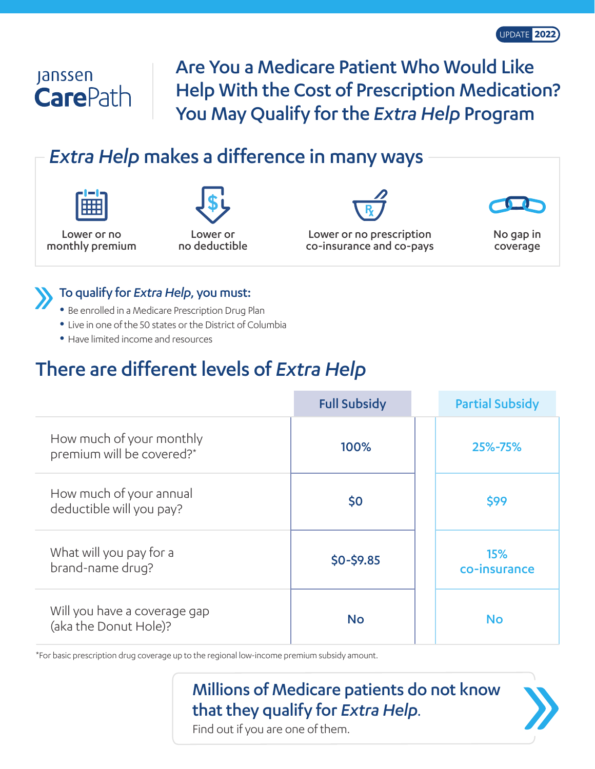UPDATE 2022

Janssen CarePath

# Are You a Medicare Patient Who Would Like Help With the Cost of Prescription Medication? You May Qualify for the *Extra Help* Program

## *Extra Help* makes a difference in many ways

- Lower or no monthly premium
- Lower or no deductible
- Lower or no prescription co-insurance and co-pays
- No gap in coverage

### To qualify for *Extra Help*, you must:

- Be enrolled in a Medicare Prescription Drug Plan
- Live in one of the 50 states or the District of Columbia
- Have limited income and resources

## There are different levels of *Extra Help*

| | Full Subsidy | Partial Subsidy |
|---|---|---|
| How much of your monthly premium will be covered?* | 100% | 25%-75% |
| How much of your annual deductible will you pay? | $0 | $99 |
| What will you pay for a brand-name drug? | $0-$9.85 | 15% co-insurance |
| Will you have a coverage gap (aka the Donut Hole)? | No | No |

*For basic prescription drug coverage up to the regional low-income premium subsidy amount.

**Millions of Medicare patients do not know that they qualify for *Extra Help*.**

Find out if you are one of them.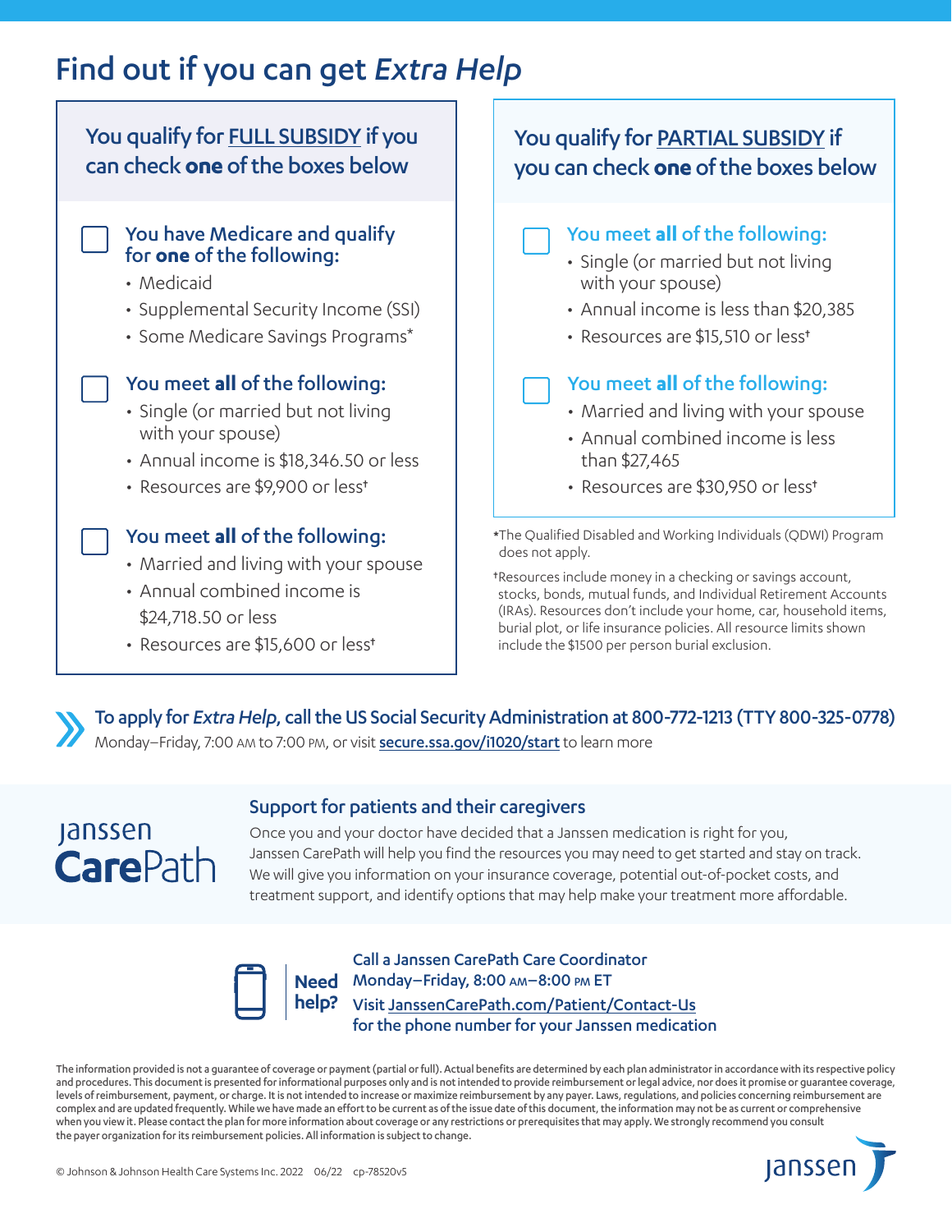# Find out if you can get *Extra Help*

## You qualify for FULL SUBSIDY if you can check **one** of the boxes below

- [ ] **You have Medicare and qualify for one of the following:**
  - Medicaid
  - Supplemental Security Income (SSI)
  - Some Medicare Savings Programs*

- [ ] **You meet all of the following:**
  - Single (or married but not living with your spouse)
  - Annual income is $18,346.50 or less
  - Resources are $9,900 or less†

- [ ] **You meet all of the following:**
  - Married and living with your spouse
  - Annual combined income is $24,718.50 or less
  - Resources are $15,600 or less†

## You qualify for PARTIAL SUBSIDY if you can check **one** of the boxes below

- [ ] **You meet all of the following:**
  - Single (or married but not living with your spouse)
  - Annual income is less than $20,385
  - Resources are $15,510 or less†

- [ ] **You meet all of the following:**
  - Married and living with your spouse
  - Annual combined income is less than $27,465
  - Resources are $30,950 or less†

*The Qualified Disabled and Working Individuals (QDWI) Program does not apply.

†Resources include money in a checking or savings account, stocks, bonds, mutual funds, and Individual Retirement Accounts (IRAs). Resources don't include your home, car, household items, burial plot, or life insurance policies. All resource limits shown include the $1500 per person burial exclusion.

**To apply for *Extra Help*, call the US Social Security Administration at 800-772-1213 (TTY 800-325-0778)**
Monday–Friday, 7:00 AM to 7:00 PM, or visit **secure.ssa.gov/i1020/start** to learn more

Janssen **Care**Path

### Support for patients and their caregivers

Once you and your doctor have decided that a Janssen medication is right for you, Janssen CarePath will help you find the resources you may need to get started and stay on track. We will give you information on your insurance coverage, potential out-of-pocket costs, and treatment support, and identify options that may help make your treatment more affordable.

**Need help?**
Call a Janssen CarePath Care Coordinator
Monday–Friday, 8:00 AM–8:00 PM ET
Visit JanssenCarePath.com/Patient/Contact-Us for the phone number for your Janssen medication

The information provided is not a guarantee of coverage or payment (partial or full). Actual benefits are determined by each plan administrator in accordance with its respective policy and procedures. This document is presented for informational purposes only and is not intended to provide reimbursement or legal advice, nor does it promise or guarantee coverage, levels of reimbursement, payment, or charge. It is not intended to increase or maximize reimbursement by any payer. Laws, regulations, and policies concerning reimbursement are complex and are updated frequently. While we have made an effort to be current as of the issue date of this document, the information may not be as current or comprehensive when you view it. Please contact the plan for more information about coverage or any restrictions or prerequisites that may apply. We strongly recommend you consult the payer organization for its reimbursement policies. All information is subject to change.

© Johnson & Johnson Health Care Systems Inc. 2022 06/22 cp-78520v5

Janssen